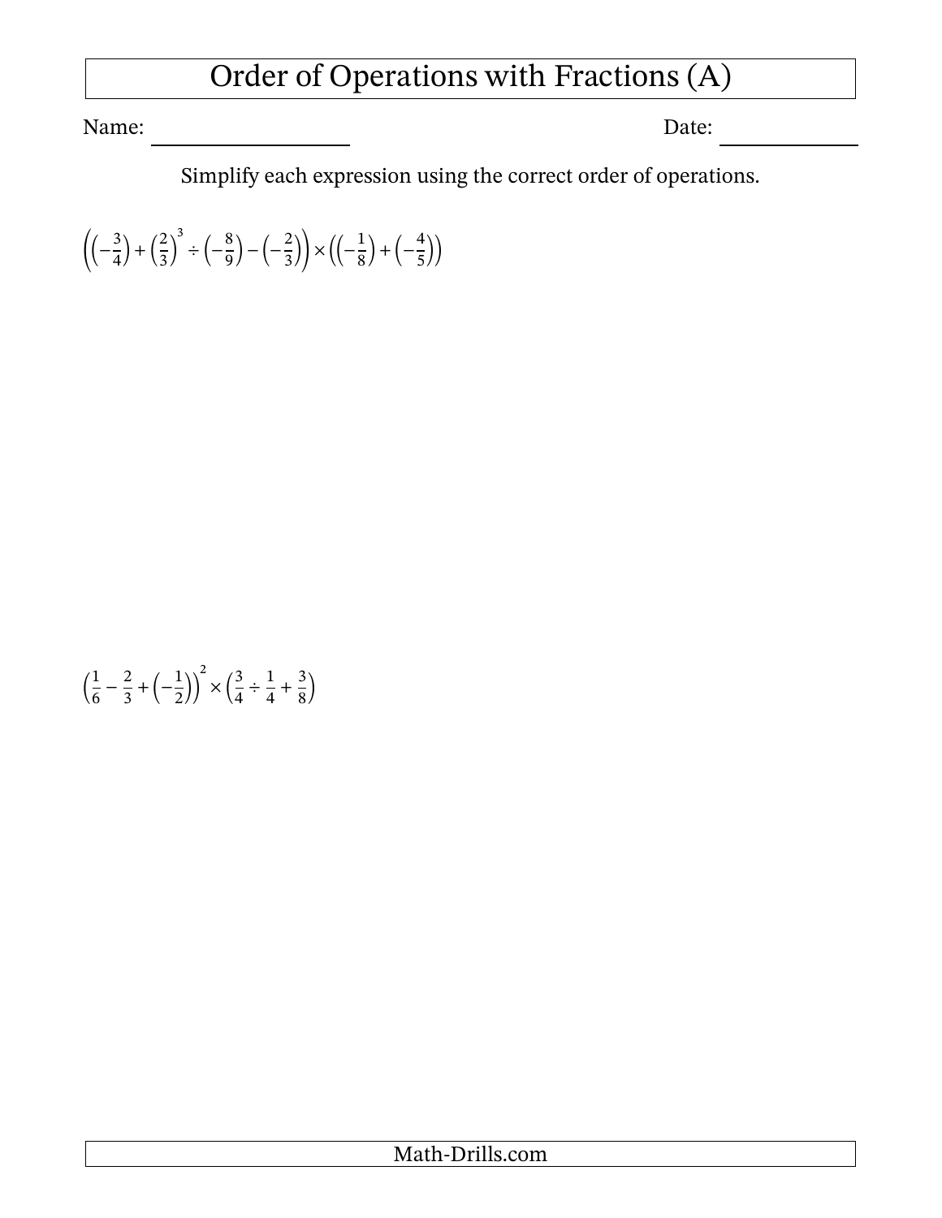# Order of Operations with Fractions (A)

Name: \_\_\_\_\_\_\_\_\_\_\_\_\_\_\_\_\_\_ Date: \_\_\_\_\_\_\_\_\_\_\_\_

Simplify each expression using the correct order of operations.

$$\left(\left(-\frac{3}{4}\right) + \left(\frac{2}{3}\right)^3 \div \left(-\frac{8}{9}\right) - \left(-\frac{2}{3}\right)\right) \times \left(\left(-\frac{1}{8}\right) + \left(-\frac{4}{5}\right)\right)$$

$$\left(\frac{1}{6} - \frac{2}{3} + \left(-\frac{1}{2}\right)\right)^2 \times \left(\frac{3}{4} \div \frac{1}{4} + \frac{3}{8}\right)$$

Math-Drills.com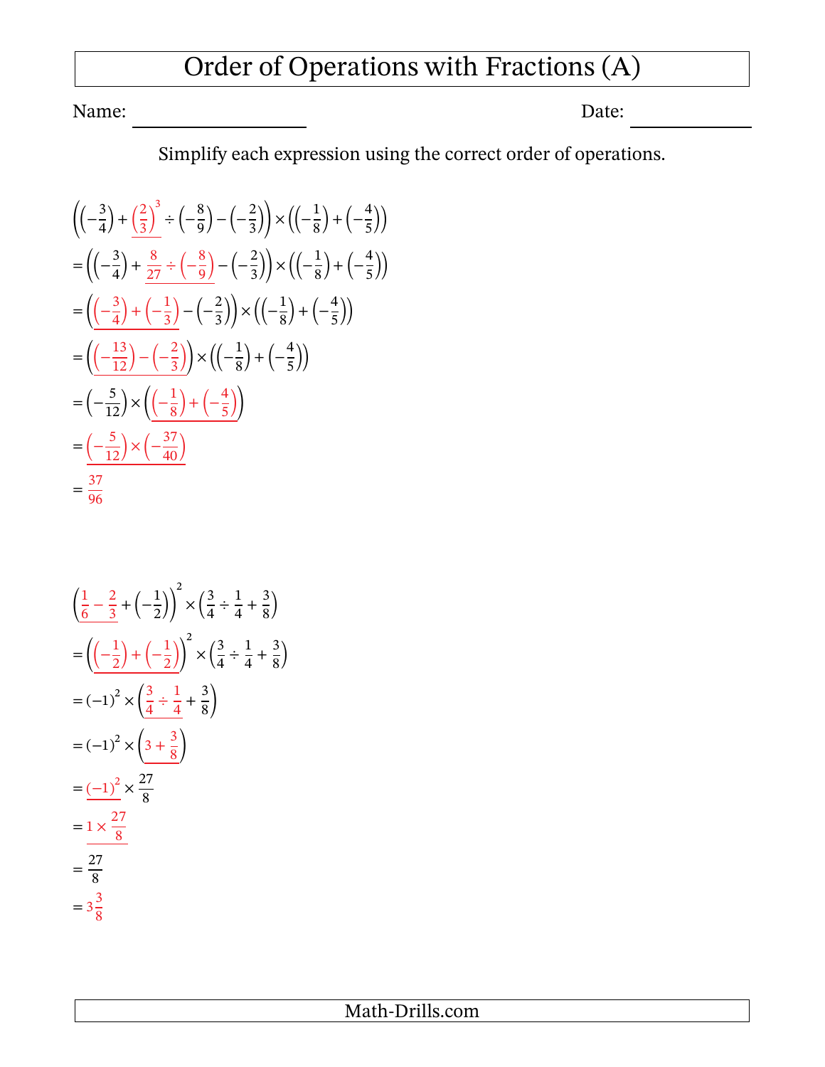# Order of Operations with Fractions (A)

Name: ______________ Date: __________

Simplify each expression using the correct order of operations.

$$\left(\left(-\frac{3}{4}\right) + \left(\frac{2}{3}\right)^3 \div \left(-\frac{8}{9}\right) - \left(-\frac{2}{3}\right)\right) \times \left(\left(-\frac{1}{8}\right) + \left(-\frac{4}{5}\right)\right)$$

$$= \left(\left(-\frac{3}{4}\right) + \frac{8}{27} \div \left(-\frac{8}{9}\right) - \left(-\frac{2}{3}\right)\right) \times \left(\left(-\frac{1}{8}\right) + \left(-\frac{4}{5}\right)\right)$$

$$= \left(\left(-\frac{3}{4}\right) + \left(-\frac{1}{3}\right) - \left(-\frac{2}{3}\right)\right) \times \left(\left(-\frac{1}{8}\right) + \left(-\frac{4}{5}\right)\right)$$

$$= \left(\left(-\frac{13}{12}\right) - \left(-\frac{2}{3}\right)\right) \times \left(\left(-\frac{1}{8}\right) + \left(-\frac{4}{5}\right)\right)$$

$$= \left(-\frac{5}{12}\right) \times \left(\left(-\frac{1}{8}\right) + \left(-\frac{4}{5}\right)\right)$$

$$= \left(-\frac{5}{12}\right) \times \left(-\frac{37}{40}\right)$$

$$= \frac{37}{96}$$

$$\left(\frac{1}{6} - \frac{2}{3} + \left(-\frac{1}{2}\right)\right)^2 \times \left(\frac{3}{4} \div \frac{1}{4} + \frac{3}{8}\right)$$

$$= \left(\left(-\frac{1}{2}\right) + \left(-\frac{1}{2}\right)\right)^2 \times \left(\frac{3}{4} \div \frac{1}{4} + \frac{3}{8}\right)$$

$$= (-1)^2 \times \left(\frac{3}{4} \div \frac{1}{4} + \frac{3}{8}\right)$$

$$= (-1)^2 \times \left(3 + \frac{3}{8}\right)$$

$$= (-1)^2 \times \frac{27}{8}$$

$$= 1 \times \frac{27}{8}$$

$$= \frac{27}{8}$$

$$= 3\frac{3}{8}$$

Math-Drills.com